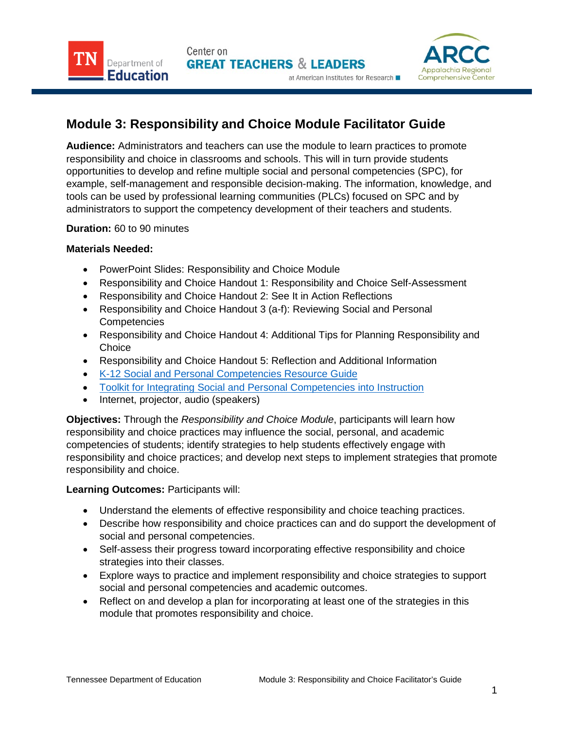# Module 3: Responsibility and Choice Module Facilitator Guide

**Audience:** Administrators and teachers can use the module to learn practices to promote responsibility and choice in classrooms and schools. This will in turn provide students opportunities to develop and refine multiple social and personal competencies (SPC), for example, self-management and responsible decision-making. The information, knowledge, and tools can be used by professional learning communities (PLCs) focused on SPC and by administrators to support the competency development of their teachers and students.

**Duration:** 60 to 90 minutes

**Materials Needed:**

- PowerPoint Slides: Responsibility and Choice Module
- Responsibility and Choice Handout 1: Responsibility and Choice Self-Assessment
- Responsibility and Choice Handout 2: See It in Action Reflections
- Responsibility and Choice Handout 3 (a-f): Reviewing Social and Personal Competencies
- Responsibility and Choice Handout 4: Additional Tips for Planning Responsibility and Choice
- Responsibility and Choice Handout 5: Reflection and Additional Information
- K-12 Social and Personal Competencies Resource Guide
- Toolkit for Integrating Social and Personal Competencies into Instruction
- Internet, projector, audio (speakers)

**Objectives:** Through the *Responsibility and Choice Module*, participants will learn how responsibility and choice practices may influence the social, personal, and academic competencies of students; identify strategies to help students effectively engage with responsibility and choice practices; and develop next steps to implement strategies that promote responsibility and choice.

**Learning Outcomes:** Participants will:

- Understand the elements of effective responsibility and choice teaching practices.
- Describe how responsibility and choice practices can and do support the development of social and personal competencies.
- Self-assess their progress toward incorporating effective responsibility and choice strategies into their classes.
- Explore ways to practice and implement responsibility and choice strategies to support social and personal competencies and academic outcomes.
- Reflect on and develop a plan for incorporating at least one of the strategies in this module that promotes responsibility and choice.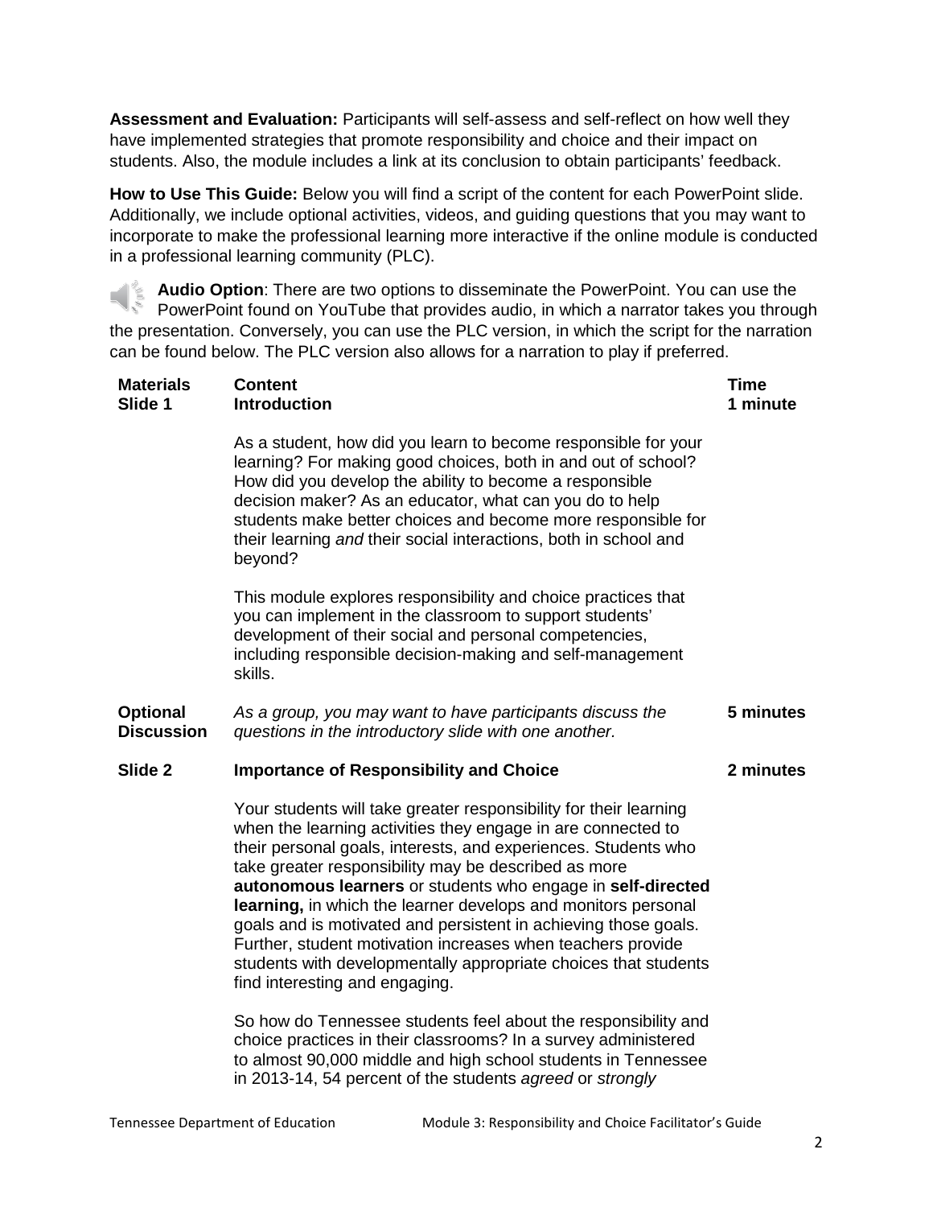**Assessment and Evaluation:** Participants will self-assess and self-reflect on how well they have implemented strategies that promote responsibility and choice and their impact on students. Also, the module includes a link at its conclusion to obtain participants' feedback.

**How to Use This Guide:** Below you will find a script of the content for each PowerPoint slide. Additionally, we include optional activities, videos, and guiding questions that you may want to incorporate to make the professional learning more interactive if the online module is conducted in a professional learning community (PLC).

**Audio Option**: There are two options to disseminate the PowerPoint. You can use the PowerPoint found on YouTube that provides audio, in which a narrator takes you through the presentation. Conversely, you can use the PLC version, in which the script for the narration can be found below. The PLC version also allows for a narration to play if preferred.

| **Materials** | **Content** | **Time** |
|---|---|---|
| **Slide 1** | **Introduction** | **1 minute** |
| | As a student, how did you learn to become responsible for your learning? For making good choices, both in and out of school? How did you develop the ability to become a responsible decision maker? As an educator, what can you do to help students make better choices and become more responsible for their learning *and* their social interactions, both in school and beyond?<br><br>This module explores responsibility and choice practices that you can implement in the classroom to support students' development of their social and personal competencies, including responsible decision-making and self-management skills. | |
| **Optional Discussion** | *As a group, you may want to have participants discuss the questions in the introductory slide with one another.* | **5 minutes** |
| **Slide 2** | **Importance of Responsibility and Choice** | **2 minutes** |
| | Your students will take greater responsibility for their learning when the learning activities they engage in are connected to their personal goals, interests, and experiences. Students who take greater responsibility may be described as more **autonomous learners** or students who engage in **self-directed learning,** in which the learner develops and monitors personal goals and is motivated and persistent in achieving those goals. Further, student motivation increases when teachers provide students with developmentally appropriate choices that students find interesting and engaging.<br><br>So how do Tennessee students feel about the responsibility and choice practices in their classrooms? In a survey administered to almost 90,000 middle and high school students in Tennessee in 2013-14, 54 percent of the students *agreed* or *strongly* | |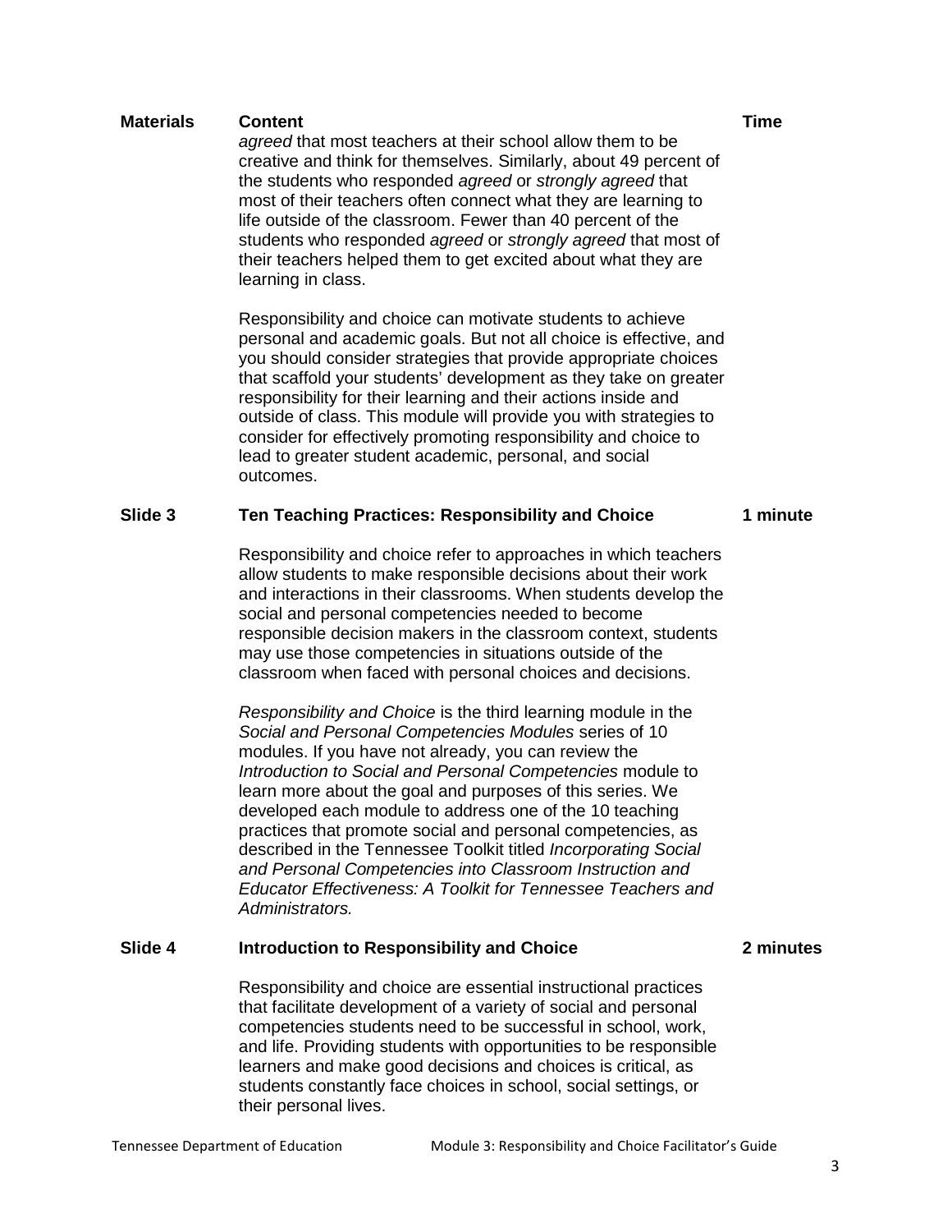| Materials | Content | Time |
|---|---|---|
| | *agreed* that most teachers at their school allow them to be creative and think for themselves. Similarly, about 49 percent of the students who responded *agreed* or *strongly agreed* that most of their teachers often connect what they are learning to life outside of the classroom. Fewer than 40 percent of the students who responded *agreed* or *strongly agreed* that most of their teachers helped them to get excited about what they are learning in class. | |
| | Responsibility and choice can motivate students to achieve personal and academic goals. But not all choice is effective, and you should consider strategies that provide appropriate choices that scaffold your students' development as they take on greater responsibility for their learning and their actions inside and outside of class. This module will provide you with strategies to consider for effectively promoting responsibility and choice to lead to greater student academic, personal, and social outcomes. | |
| **Slide 3** | **Ten Teaching Practices: Responsibility and Choice** | **1 minute** |
| | Responsibility and choice refer to approaches in which teachers allow students to make responsible decisions about their work and interactions in their classrooms. When students develop the social and personal competencies needed to become responsible decision makers in the classroom context, students may use those competencies in situations outside of the classroom when faced with personal choices and decisions. | |
| | *Responsibility and Choice* is the third learning module in the *Social and Personal Competencies Modules* series of 10 modules. If you have not already, you can review the *Introduction to Social and Personal Competencies* module to learn more about the goal and purposes of this series. We developed each module to address one of the 10 teaching practices that promote social and personal competencies, as described in the Tennessee Toolkit titled *Incorporating Social and Personal Competencies into Classroom Instruction and Educator Effectiveness: A Toolkit for Tennessee Teachers and Administrators.* | |
| **Slide 4** | **Introduction to Responsibility and Choice** | **2 minutes** |
| | Responsibility and choice are essential instructional practices that facilitate development of a variety of social and personal competencies students need to be successful in school, work, and life. Providing students with opportunities to be responsible learners and make good decisions and choices is critical, as students constantly face choices in school, social settings, or their personal lives. | |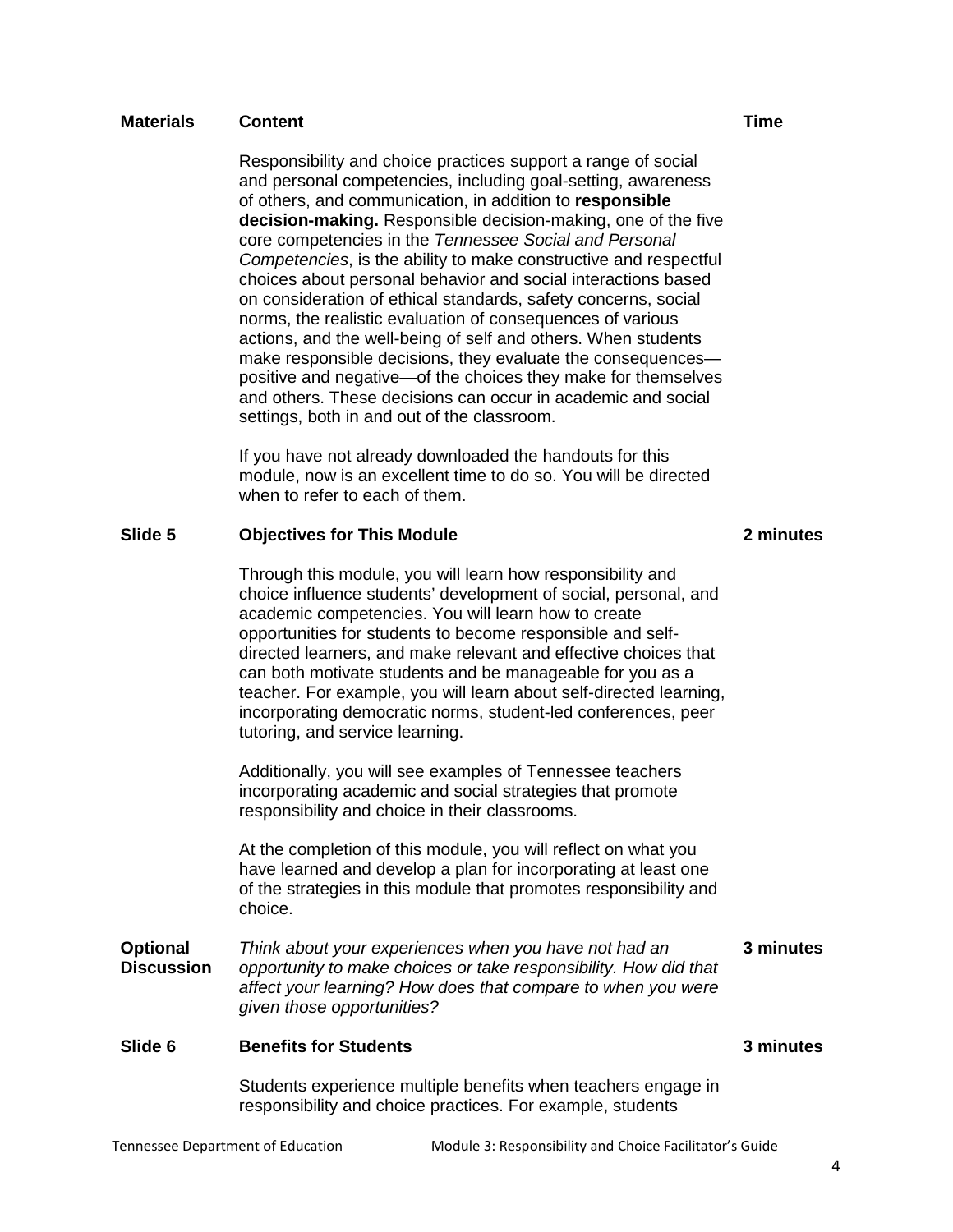| Materials | Content | Time |
|---|---|---|
| | Responsibility and choice practices support a range of social and personal competencies, including goal-setting, awareness of others, and communication, in addition to **responsible decision-making.** Responsible decision-making, one of the five core competencies in the *Tennessee Social and Personal Competencies*, is the ability to make constructive and respectful choices about personal behavior and social interactions based on consideration of ethical standards, safety concerns, social norms, the realistic evaluation of consequences of various actions, and the well-being of self and others. When students make responsible decisions, they evaluate the consequences—positive and negative—of the choices they make for themselves and others. These decisions can occur in academic and social settings, both in and out of the classroom. <br><br> If you have not already downloaded the handouts for this module, now is an excellent time to do so. You will be directed when to refer to each of them. | |
| **Slide 5** | **Objectives for This Module** <br><br> Through this module, you will learn how responsibility and choice influence students' development of social, personal, and academic competencies. You will learn how to create opportunities for students to become responsible and self-directed learners, and make relevant and effective choices that can both motivate students and be manageable for you as a teacher. For example, you will learn about self-directed learning, incorporating democratic norms, student-led conferences, peer tutoring, and service learning. <br><br> Additionally, you will see examples of Tennessee teachers incorporating academic and social strategies that promote responsibility and choice in their classrooms. <br><br> At the completion of this module, you will reflect on what you have learned and develop a plan for incorporating at least one of the strategies in this module that promotes responsibility and choice. | **2 minutes** |
| **Optional Discussion** | *Think about your experiences when you have not had an opportunity to make choices or take responsibility. How did that affect your learning? How does that compare to when you were given those opportunities?* | **3 minutes** |
| **Slide 6** | **Benefits for Students** <br><br> Students experience multiple benefits when teachers engage in responsibility and choice practices. For example, students | **3 minutes** |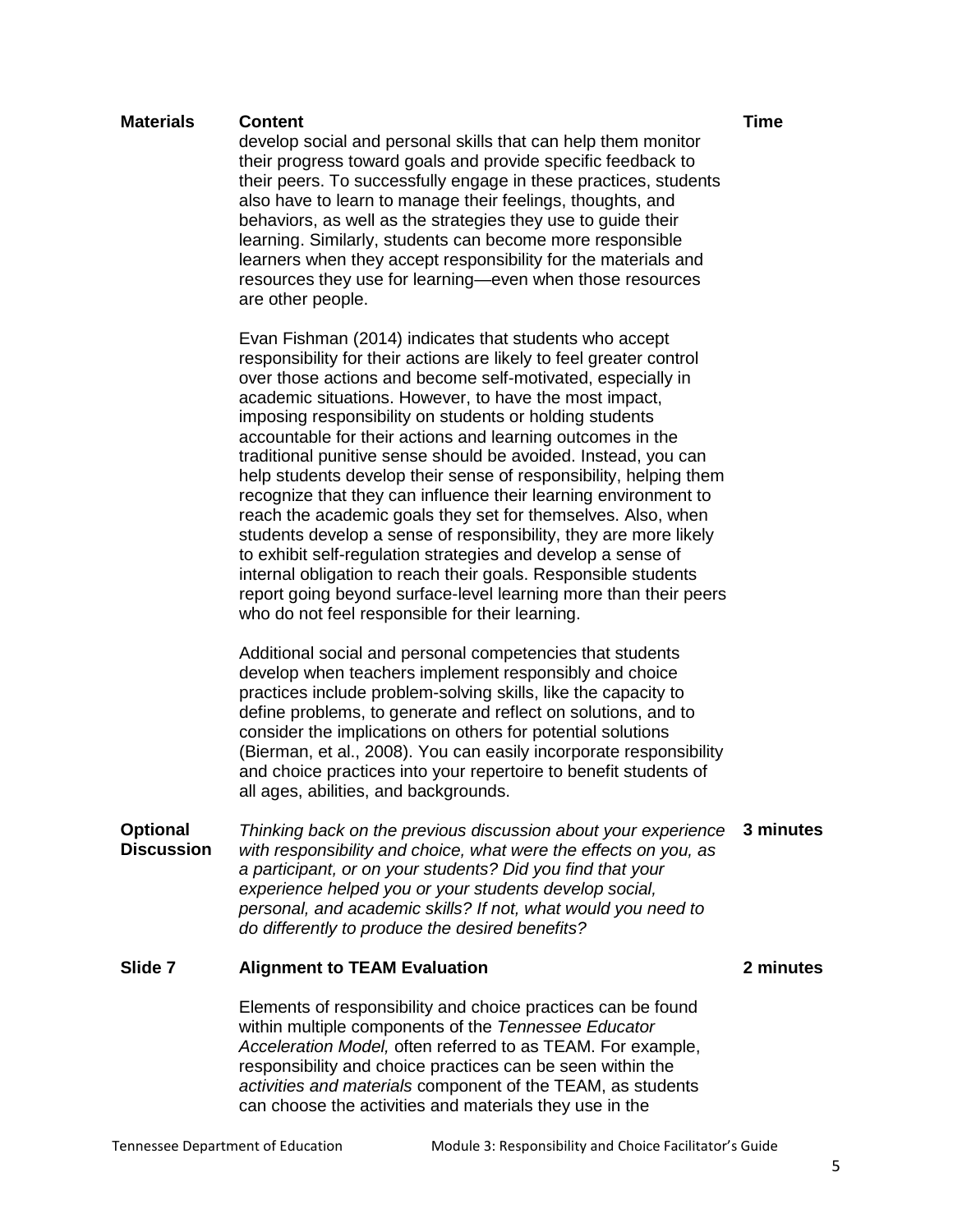| Materials | Content | Time |
|---|---|---|
| | develop social and personal skills that can help them monitor their progress toward goals and provide specific feedback to their peers. To successfully engage in these practices, students also have to learn to manage their feelings, thoughts, and behaviors, as well as the strategies they use to guide their learning. Similarly, students can become more responsible learners when they accept responsibility for the materials and resources they use for learning—even when those resources are other people. | |
| | Evan Fishman (2014) indicates that students who accept responsibility for their actions are likely to feel greater control over those actions and become self-motivated, especially in academic situations. However, to have the most impact, imposing responsibility on students or holding students accountable for their actions and learning outcomes in the traditional punitive sense should be avoided. Instead, you can help students develop their sense of responsibility, helping them recognize that they can influence their learning environment to reach the academic goals they set for themselves. Also, when students develop a sense of responsibility, they are more likely to exhibit self-regulation strategies and develop a sense of internal obligation to reach their goals. Responsible students report going beyond surface-level learning more than their peers who do not feel responsible for their learning. | |
| | Additional social and personal competencies that students develop when teachers implement responsibly and choice practices include problem-solving skills, like the capacity to define problems, to generate and reflect on solutions, and to consider the implications on others for potential solutions (Bierman, et al., 2008). You can easily incorporate responsibility and choice practices into your repertoire to benefit students of all ages, abilities, and backgrounds. | |
| **Optional Discussion** | *Thinking back on the previous discussion about your experience with responsibility and choice, what were the effects on you, as a participant, or on your students? Did you find that your experience helped you or your students develop social, personal, and academic skills? If not, what would you need to do differently to produce the desired benefits?* | **3 minutes** |
| **Slide 7** | **Alignment to TEAM Evaluation** | **2 minutes** |
| | Elements of responsibility and choice practices can be found within multiple components of the *Tennessee Educator Acceleration Model,* often referred to as TEAM. For example, responsibility and choice practices can be seen within the *activities and materials* component of the TEAM, as students can choose the activities and materials they use in the | |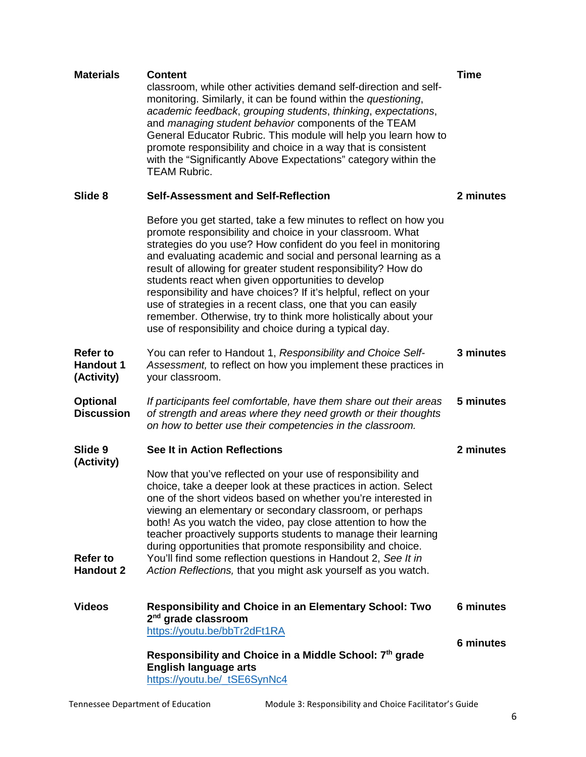| Materials | Content | Time |
|---|---|---|
| | classroom, while other activities demand self-direction and self-monitoring. Similarly, it can be found within the *questioning*, *academic feedback*, *grouping students*, *thinking*, *expectations*, and *managing student behavior* components of the TEAM General Educator Rubric. This module will help you learn how to promote responsibility and choice in a way that is consistent with the "Significantly Above Expectations" category within the TEAM Rubric. | |
| **Slide 8** | **Self-Assessment and Self-Reflection** | **2 minutes** |
| | Before you get started, take a few minutes to reflect on how you promote responsibility and choice in your classroom. What strategies do you use? How confident do you feel in monitoring and evaluating academic and social and personal learning as a result of allowing for greater student responsibility? How do students react when given opportunities to develop responsibility and have choices? If it's helpful, reflect on your use of strategies in a recent class, one that you can easily remember. Otherwise, try to think more holistically about your use of responsibility and choice during a typical day. | |
| **Refer to Handout 1 (Activity)** | You can refer to Handout 1, *Responsibility and Choice Self-Assessment,* to reflect on how you implement these practices in your classroom. | **3 minutes** |
| **Optional Discussion** | *If participants feel comfortable, have them share out their areas of strength and areas where they need growth or their thoughts on how to better use their competencies in the classroom.* | **5 minutes** |
| **Slide 9 (Activity)** | **See It in Action Reflections** | **2 minutes** |
| **Refer to Handout 2** | Now that you've reflected on your use of responsibility and choice, take a deeper look at these practices in action. Select one of the short videos based on whether you're interested in viewing an elementary or secondary classroom, or perhaps both! As you watch the video, pay close attention to how the teacher proactively supports students to manage their learning during opportunities that promote responsibility and choice. You'll find some reflection questions in Handout 2, *See It in Action Reflections,* that you might ask yourself as you watch. | |
| **Videos** | **Responsibility and Choice in an Elementary School: Two 2nd grade classroom**<br>https://youtu.be/bbTr2dFt1RA | **6 minutes** |
| | **Responsibility and Choice in a Middle School: 7th grade English language arts**<br>https://youtu.be/_tSE6SynNc4 | **6 minutes** |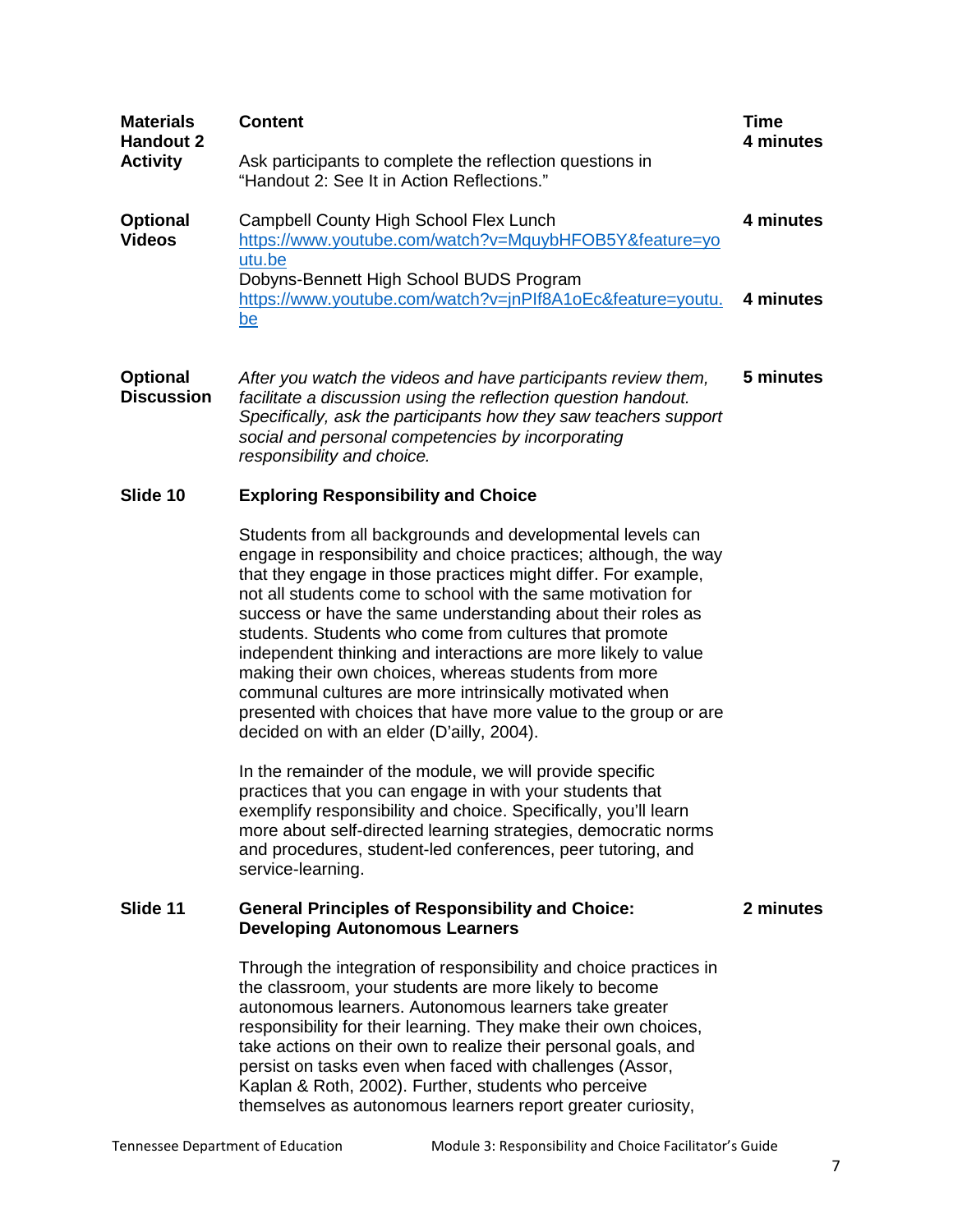| Materials | Content | Time |
|---|---|---|
| **Handout 2 Activity** | Ask participants to complete the reflection questions in "Handout 2: See It in Action Reflections." | **4 minutes** |
| **Optional Videos** | Campbell County High School Flex Lunch [https://www.youtube.com/watch?v=MquybHFOB5Y&feature=youtu.be](https://www.youtube.com/watch?v=MquybHFOB5Y&feature=youtu.be) | **4 minutes** |
| | Dobyns-Bennett High School BUDS Program [https://www.youtube.com/watch?v=jnPIf8A1oEc&feature=youtu.be](https://www.youtube.com/watch?v=jnPIf8A1oEc&feature=youtu.be) | **4 minutes** |
| **Optional Discussion** | *After you watch the videos and have participants review them, facilitate a discussion using the reflection question handout. Specifically, ask the participants how they saw teachers support social and personal competencies by incorporating responsibility and choice.* | **5 minutes** |
| **Slide 10** | **Exploring Responsibility and Choice**<br><br>Students from all backgrounds and developmental levels can engage in responsibility and choice practices; although, the way that they engage in those practices might differ. For example, not all students come to school with the same motivation for success or have the same understanding about their roles as students. Students who come from cultures that promote independent thinking and interactions are more likely to value making their own choices, whereas students from more communal cultures are more intrinsically motivated when presented with choices that have more value to the group or are decided on with an elder (D'ailly, 2004).<br><br>In the remainder of the module, we will provide specific practices that you can engage in with your students that exemplify responsibility and choice. Specifically, you'll learn more about self-directed learning strategies, democratic norms and procedures, student-led conferences, peer tutoring, and service-learning. | |
| **Slide 11** | **General Principles of Responsibility and Choice: Developing Autonomous Learners**<br><br>Through the integration of responsibility and choice practices in the classroom, your students are more likely to become autonomous learners. Autonomous learners take greater responsibility for their learning. They make their own choices, take actions on their own to realize their personal goals, and persist on tasks even when faced with challenges (Assor, Kaplan & Roth, 2002). Further, students who perceive themselves as autonomous learners report greater curiosity, | **2 minutes** |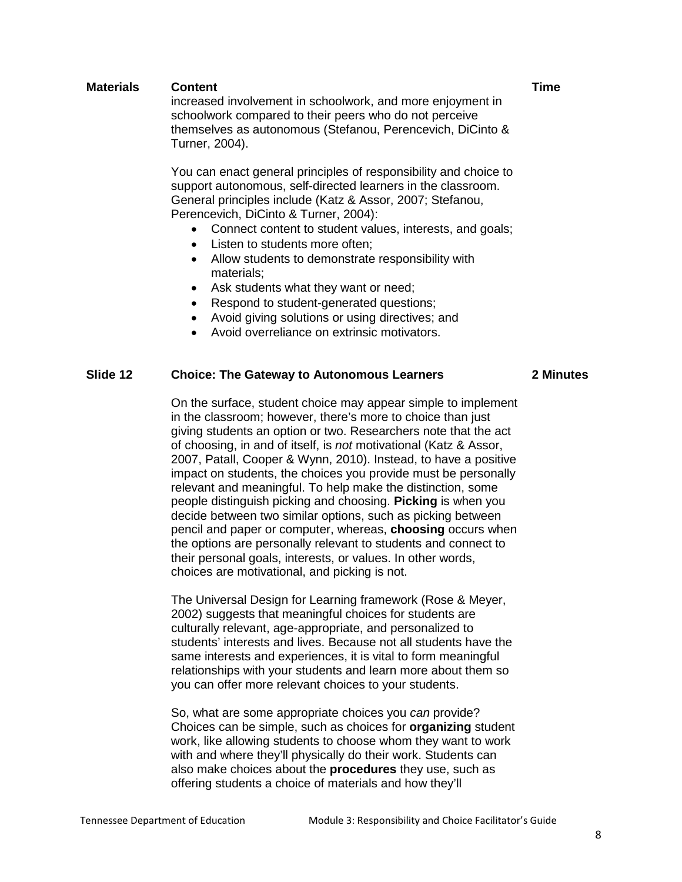| Materials | Content | Time |
|---|---|---|

increased involvement in schoolwork, and more enjoyment in schoolwork compared to their peers who do not perceive themselves as autonomous (Stefanou, Perencevich, DiCinto & Turner, 2004).

You can enact general principles of responsibility and choice to support autonomous, self-directed learners in the classroom. General principles include (Katz & Assor, 2007; Stefanou, Perencevich, DiCinto & Turner, 2004):

- Connect content to student values, interests, and goals;
- Listen to students more often;
- Allow students to demonstrate responsibility with materials;
- Ask students what they want or need;
- Respond to student-generated questions;
- Avoid giving solutions or using directives; and
- Avoid overreliance on extrinsic motivators.

| Slide 12 | **Choice: The Gateway to Autonomous Learners** | **2 Minutes** |
|---|---|---|

On the surface, student choice may appear simple to implement in the classroom; however, there's more to choice than just giving students an option or two. Researchers note that the act of choosing, in and of itself, is *not* motivational (Katz & Assor, 2007, Patall, Cooper & Wynn, 2010). Instead, to have a positive impact on students, the choices you provide must be personally relevant and meaningful. To help make the distinction, some people distinguish picking and choosing. **Picking** is when you decide between two similar options, such as picking between pencil and paper or computer, whereas, **choosing** occurs when the options are personally relevant to students and connect to their personal goals, interests, or values. In other words, choices are motivational, and picking is not.

The Universal Design for Learning framework (Rose & Meyer, 2002) suggests that meaningful choices for students are culturally relevant, age-appropriate, and personalized to students' interests and lives. Because not all students have the same interests and experiences, it is vital to form meaningful relationships with your students and learn more about them so you can offer more relevant choices to your students.

So, what are some appropriate choices you *can* provide? Choices can be simple, such as choices for **organizing** student work, like allowing students to choose whom they want to work with and where they'll physically do their work. Students can also make choices about the **procedures** they use, such as offering students a choice of materials and how they'll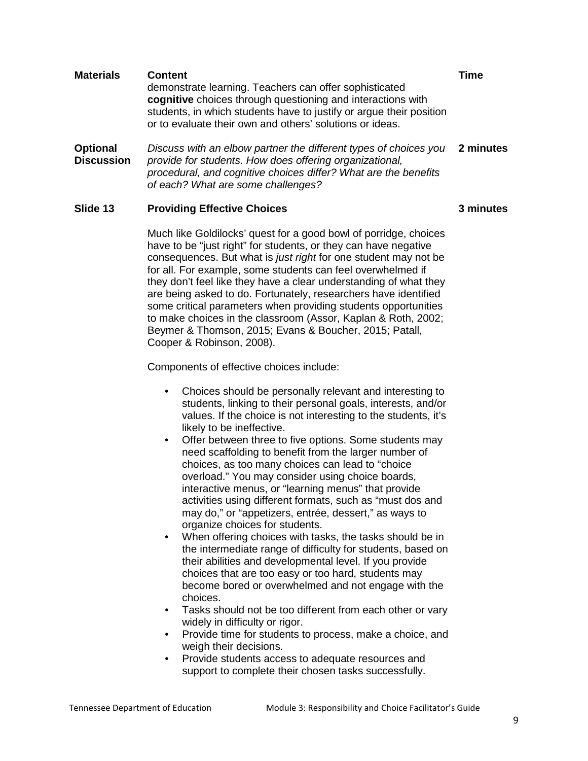| Materials | Content | Time |
|---|---|---|
| | demonstrate learning. Teachers can offer sophisticated **cognitive** choices through questioning and interactions with students, in which students have to justify or argue their position or to evaluate their own and others' solutions or ideas. | |
| **Optional Discussion** | *Discuss with an elbow partner the different types of choices you provide for students. How does offering organizational, procedural, and cognitive choices differ? What are the benefits of each? What are some challenges?* | **2 minutes** |
| **Slide 13** | **Providing Effective Choices** | **3 minutes** |

Much like Goldilocks' quest for a good bowl of porridge, choices have to be "just right" for students, or they can have negative consequences. But what is *just right* for one student may not be for all. For example, some students can feel overwhelmed if they don't feel like they have a clear understanding of what they are being asked to do. Fortunately, researchers have identified some critical parameters when providing students opportunities to make choices in the classroom (Assor, Kaplan & Roth, 2002; Beymer & Thomson, 2015; Evans & Boucher, 2015; Patall, Cooper & Robinson, 2008).

Components of effective choices include:

- Choices should be personally relevant and interesting to students, linking to their personal goals, interests, and/or values. If the choice is not interesting to the students, it's likely to be ineffective.
- Offer between three to five options. Some students may need scaffolding to benefit from the larger number of choices, as too many choices can lead to "choice overload." You may consider using choice boards, interactive menus, or "learning menus" that provide activities using different formats, such as "must dos and may do," or "appetizers, entrée, dessert," as ways to organize choices for students.
- When offering choices with tasks, the tasks should be in the intermediate range of difficulty for students, based on their abilities and developmental level. If you provide choices that are too easy or too hard, students may become bored or overwhelmed and not engage with the choices.
- Tasks should not be too different from each other or vary widely in difficulty or rigor.
- Provide time for students to process, make a choice, and weigh their decisions.
- Provide students access to adequate resources and support to complete their chosen tasks successfully.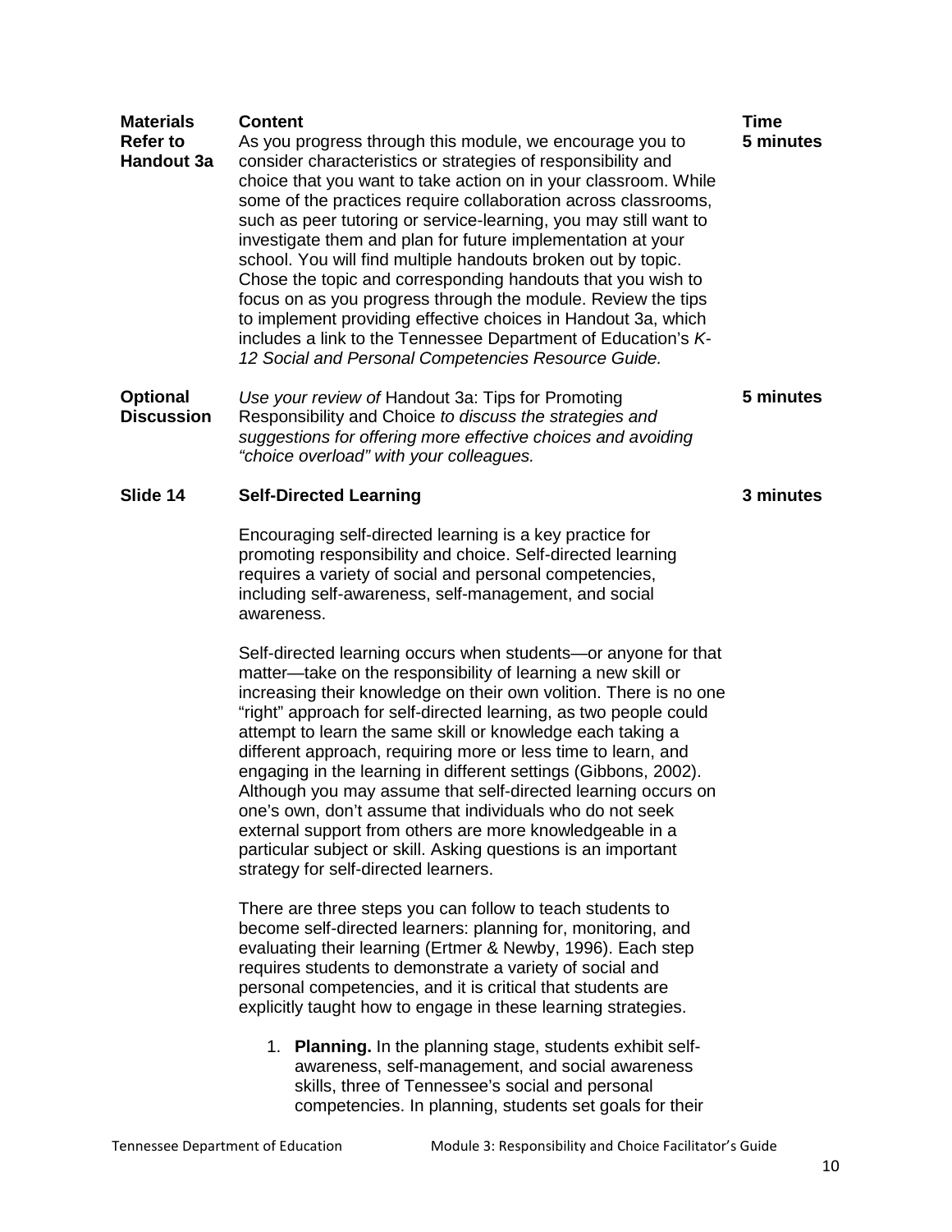| Materials | Content | Time |
| --- | --- | --- |
| **Refer to Handout 3a** | As you progress through this module, we encourage you to consider characteristics or strategies of responsibility and choice that you want to take action on in your classroom. While some of the practices require collaboration across classrooms, such as peer tutoring or service-learning, you may still want to investigate them and plan for future implementation at your school. You will find multiple handouts broken out by topic. Chose the topic and corresponding handouts that you wish to focus on as you progress through the module. Review the tips to implement providing effective choices in Handout 3a, which includes a link to the Tennessee Department of Education's *K-12 Social and Personal Competencies Resource Guide.* | **5 minutes** |
| **Optional Discussion** | *Use your review of* Handout 3a: Tips for Promoting Responsibility and Choice *to discuss the strategies and suggestions for offering more effective choices and avoiding "choice overload" with your colleagues.* | **5 minutes** |
| **Slide 14** | **Self-Directed Learning** | **3 minutes** |

Encouraging self-directed learning is a key practice for promoting responsibility and choice. Self-directed learning requires a variety of social and personal competencies, including self-awareness, self-management, and social awareness.

Self-directed learning occurs when students—or anyone for that matter—take on the responsibility of learning a new skill or increasing their knowledge on their own volition. There is no one "right" approach for self-directed learning, as two people could attempt to learn the same skill or knowledge each taking a different approach, requiring more or less time to learn, and engaging in the learning in different settings (Gibbons, 2002). Although you may assume that self-directed learning occurs on one's own, don't assume that individuals who do not seek external support from others are more knowledgeable in a particular subject or skill. Asking questions is an important strategy for self-directed learners.

There are three steps you can follow to teach students to become self-directed learners: planning for, monitoring, and evaluating their learning (Ertmer & Newby, 1996). Each step requires students to demonstrate a variety of social and personal competencies, and it is critical that students are explicitly taught how to engage in these learning strategies.

1. **Planning.** In the planning stage, students exhibit self-awareness, self-management, and social awareness skills, three of Tennessee's social and personal competencies. In planning, students set goals for their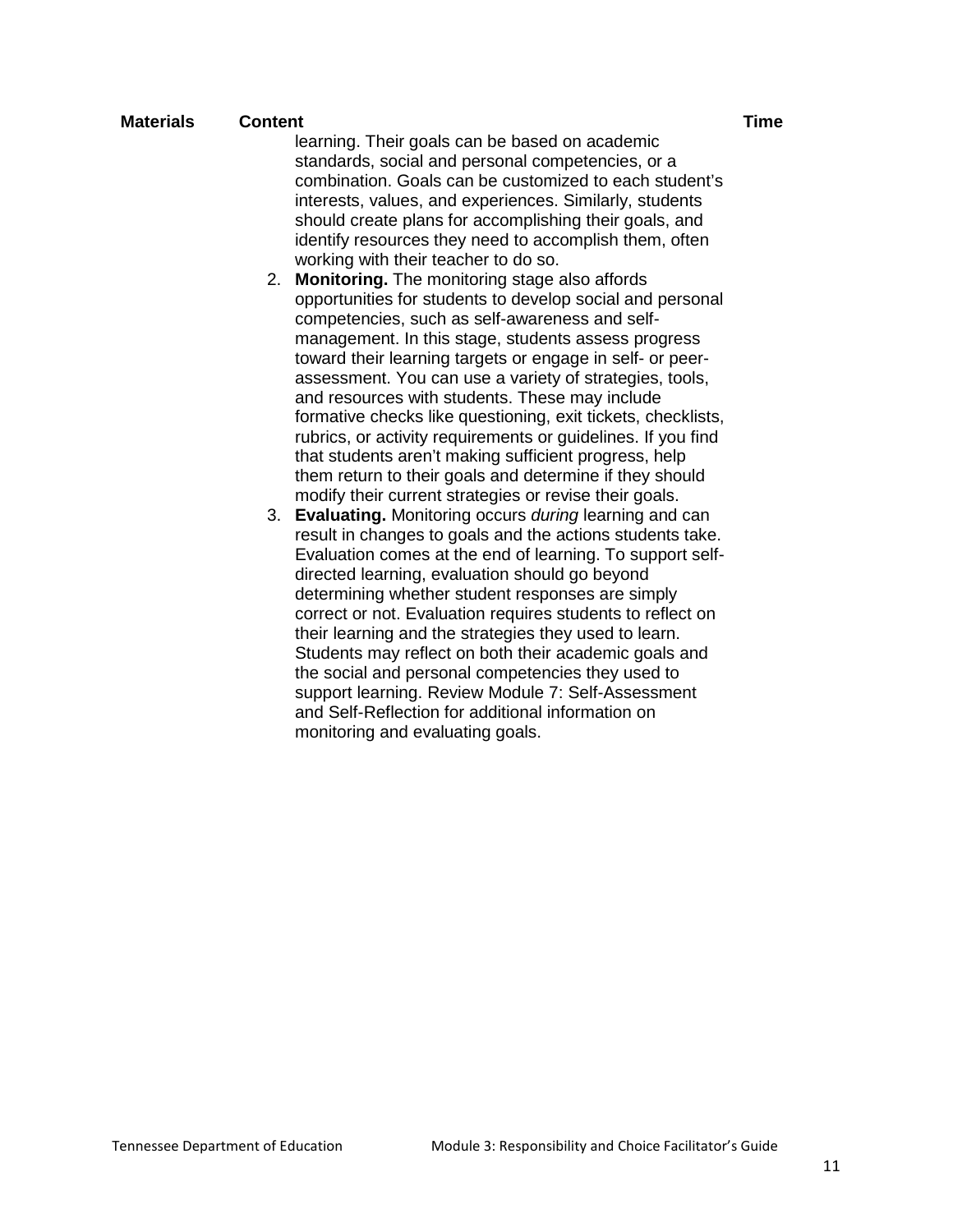| Materials | Content | Time |
|---|---|---|
| | learning. Their goals can be based on academic standards, social and personal competencies, or a combination. Goals can be customized to each student's interests, values, and experiences. Similarly, students should create plans for accomplishing their goals, and identify resources they need to accomplish them, often working with their teacher to do so.<br>2. **Monitoring.** The monitoring stage also affords opportunities for students to develop social and personal competencies, such as self-awareness and self-management. In this stage, students assess progress toward their learning targets or engage in self- or peer-assessment. You can use a variety of strategies, tools, and resources with students. These may include formative checks like questioning, exit tickets, checklists, rubrics, or activity requirements or guidelines. If you find that students aren't making sufficient progress, help them return to their goals and determine if they should modify their current strategies or revise their goals.<br>3. **Evaluating.** Monitoring occurs *during* learning and can result in changes to goals and the actions students take. Evaluation comes at the end of learning. To support self-directed learning, evaluation should go beyond determining whether student responses are simply correct or not. Evaluation requires students to reflect on their learning and the strategies they used to learn. Students may reflect on both their academic goals and the social and personal competencies they used to support learning. Review Module 7: Self-Assessment and Self-Reflection for additional information on monitoring and evaluating goals. | |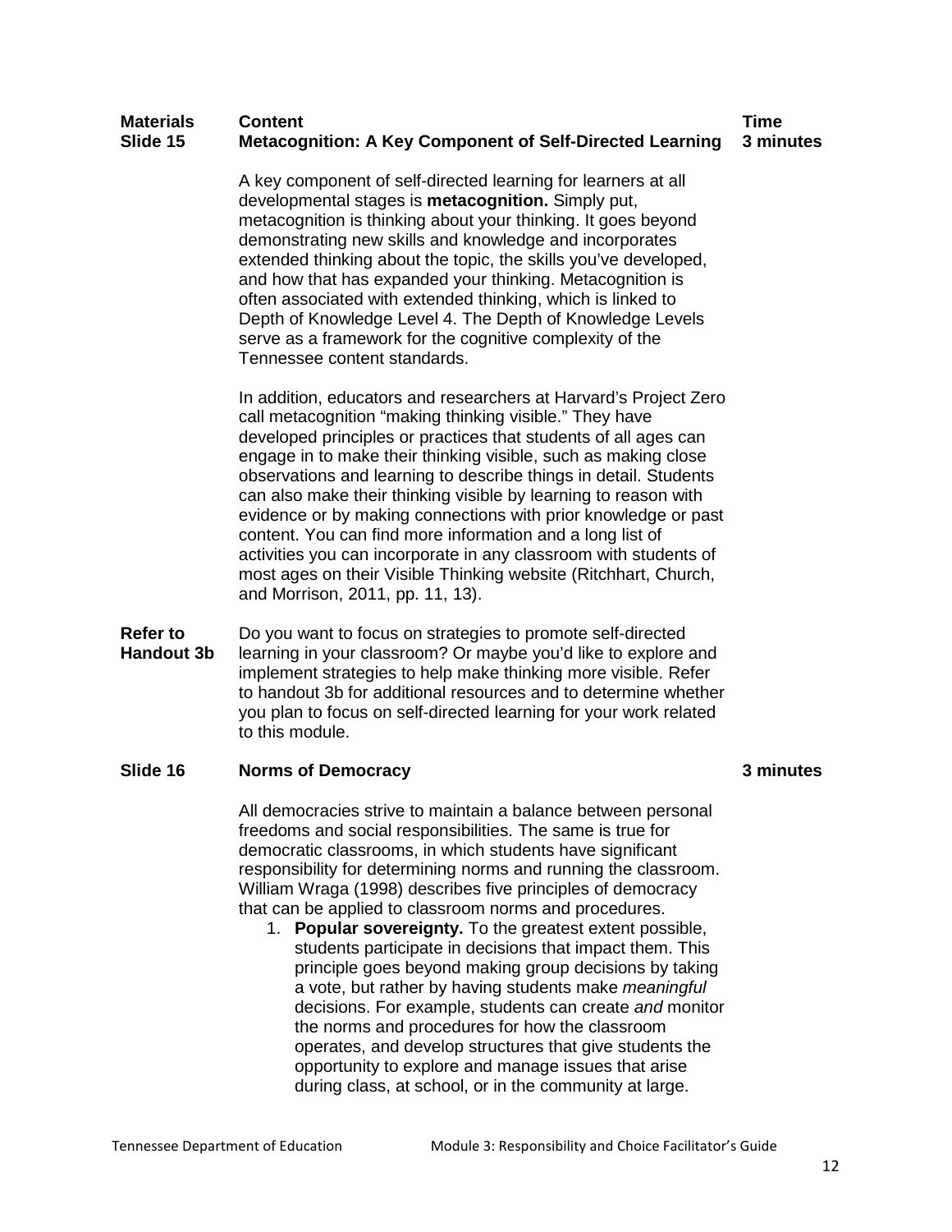| Materials | Content | Time |
|---|---|---|
| Slide 15 | **Metacognition: A Key Component of Self-Directed Learning** | 3 minutes |

A key component of self-directed learning for learners at all developmental stages is **metacognition.** Simply put, metacognition is thinking about your thinking. It goes beyond demonstrating new skills and knowledge and incorporates extended thinking about the topic, the skills you've developed, and how that has expanded your thinking. Metacognition is often associated with extended thinking, which is linked to Depth of Knowledge Level 4. The Depth of Knowledge Levels serve as a framework for the cognitive complexity of the Tennessee content standards.

In addition, educators and researchers at Harvard's Project Zero call metacognition "making thinking visible." They have developed principles or practices that students of all ages can engage in to make their thinking visible, such as making close observations and learning to describe things in detail. Students can also make their thinking visible by learning to reason with evidence or by making connections with prior knowledge or past content. You can find more information and a long list of activities you can incorporate in any classroom with students of most ages on their Visible Thinking website (Ritchhart, Church, and Morrison, 2011, pp. 11, 13).

**Refer to Handout 3b**

Do you want to focus on strategies to promote self-directed learning in your classroom? Or maybe you'd like to explore and implement strategies to help make thinking more visible. Refer to handout 3b for additional resources and to determine whether you plan to focus on self-directed learning for your work related to this module.

| Slide 16 | **Norms of Democracy** | 3 minutes |
|---|---|---|

All democracies strive to maintain a balance between personal freedoms and social responsibilities. The same is true for democratic classrooms, in which students have significant responsibility for determining norms and running the classroom. William Wraga (1998) describes five principles of democracy that can be applied to classroom norms and procedures.

1. **Popular sovereignty.** To the greatest extent possible, students participate in decisions that impact them. This principle goes beyond making group decisions by taking a vote, but rather by having students make *meaningful* decisions. For example, students can create *and* monitor the norms and procedures for how the classroom operates, and develop structures that give students the opportunity to explore and manage issues that arise during class, at school, or in the community at large.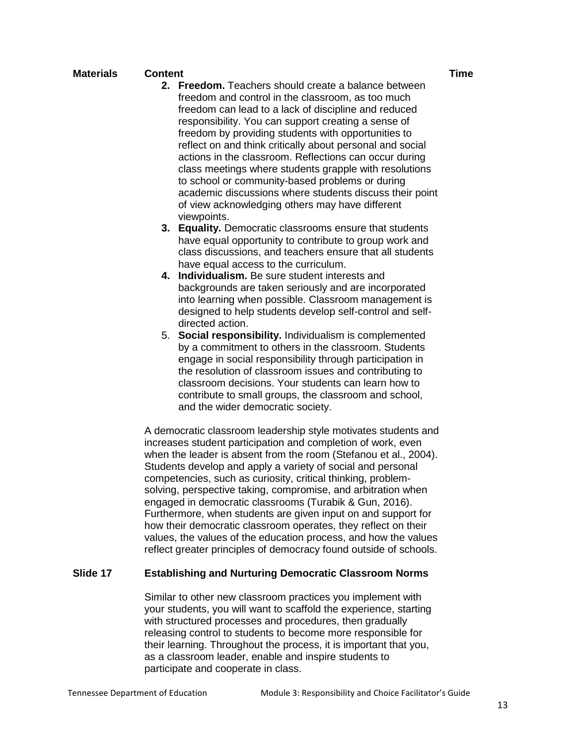| Materials | Content | Time |
|---|---|---|
| | **2. Freedom.** Teachers should create a balance between freedom and control in the classroom, as too much freedom can lead to a lack of discipline and reduced responsibility. You can support creating a sense of freedom by providing students with opportunities to reflect on and think critically about personal and social actions in the classroom. Reflections can occur during class meetings where students grapple with resolutions to school or community-based problems or during academic discussions where students discuss their point of view acknowledging others may have different viewpoints. | |

2. **Freedom.** Teachers should create a balance between freedom and control in the classroom, as too much freedom can lead to a lack of discipline and reduced responsibility. You can support creating a sense of freedom by providing students with opportunities to reflect on and think critically about personal and social actions in the classroom. Reflections can occur during class meetings where students grapple with resolutions to school or community-based problems or during academic discussions where students discuss their point of view acknowledging others may have different viewpoints.
3. **Equality.** Democratic classrooms ensure that students have equal opportunity to contribute to group work and class discussions, and teachers ensure that all students have equal access to the curriculum.
4. **Individualism.** Be sure student interests and backgrounds are taken seriously and are incorporated into learning when possible. Classroom management is designed to help students develop self-control and self-directed action.
5. **Social responsibility.** Individualism is complemented by a commitment to others in the classroom. Students engage in social responsibility through participation in the resolution of classroom issues and contributing to classroom decisions. Your students can learn how to contribute to small groups, the classroom and school, and the wider democratic society.

A democratic classroom leadership style motivates students and increases student participation and completion of work, even when the leader is absent from the room (Stefanou et al., 2004). Students develop and apply a variety of social and personal competencies, such as curiosity, critical thinking, problem-solving, perspective taking, compromise, and arbitration when engaged in democratic classrooms (Turabik & Gun, 2016). Furthermore, when students are given input on and support for how their democratic classroom operates, they reflect on their values, the values of the education process, and how the values reflect greater principles of democracy found outside of schools.

**Slide 17** — **Establishing and Nurturing Democratic Classroom Norms**

Similar to other new classroom practices you implement with your students, you will want to scaffold the experience, starting with structured processes and procedures, then gradually releasing control to students to become more responsible for their learning. Throughout the process, it is important that you, as a classroom leader, enable and inspire students to participate and cooperate in class.

| Materials | Content | Time |
|---|---|---|

2. **Freedom.** Teachers should create a balance between freedom and control in the classroom, as too much freedom can lead to a lack of discipline and reduced responsibility. You can support creating a sense of freedom by providing students with opportunities to reflect on and think critically about personal and social actions in the classroom. Reflections can occur during class meetings where students grapple with resolutions to school or community-based problems or during academic discussions where students discuss their point of view acknowledging others may have different viewpoints.
3. **Equality.** Democratic classrooms ensure that students have equal opportunity to contribute to group work and class discussions, and teachers ensure that all students have equal access to the curriculum.
4. **Individualism.** Be sure student interests and backgrounds are taken seriously and are incorporated into learning when possible. Classroom management is designed to help students develop self-control and self-directed action.
5. **Social responsibility.** Individualism is complemented by a commitment to others in the classroom. Students engage in social responsibility through participation in the resolution of classroom issues and contributing to classroom decisions. Your students can learn how to contribute to small groups, the classroom and school, and the wider democratic society.

A democratic classroom leadership style motivates students and increases student participation and completion of work, even when the leader is absent from the room (Stefanou et al., 2004). Students develop and apply a variety of social and personal competencies, such as curiosity, critical thinking, problem-solving, perspective taking, compromise, and arbitration when engaged in democratic classrooms (Turabik & Gun, 2016). Furthermore, when students are given input on and support for how their democratic classroom operates, they reflect on their values, the values of the education process, and how the values reflect greater principles of democracy found outside of schools.

**Slide 17** — **Establishing and Nurturing Democratic Classroom Norms**

Similar to other new classroom practices you implement with your students, you will want to scaffold the experience, starting with structured processes and procedures, then gradually releasing control to students to become more responsible for their learning. Throughout the process, it is important that you, as a classroom leader, enable and inspire students to participate and cooperate in class.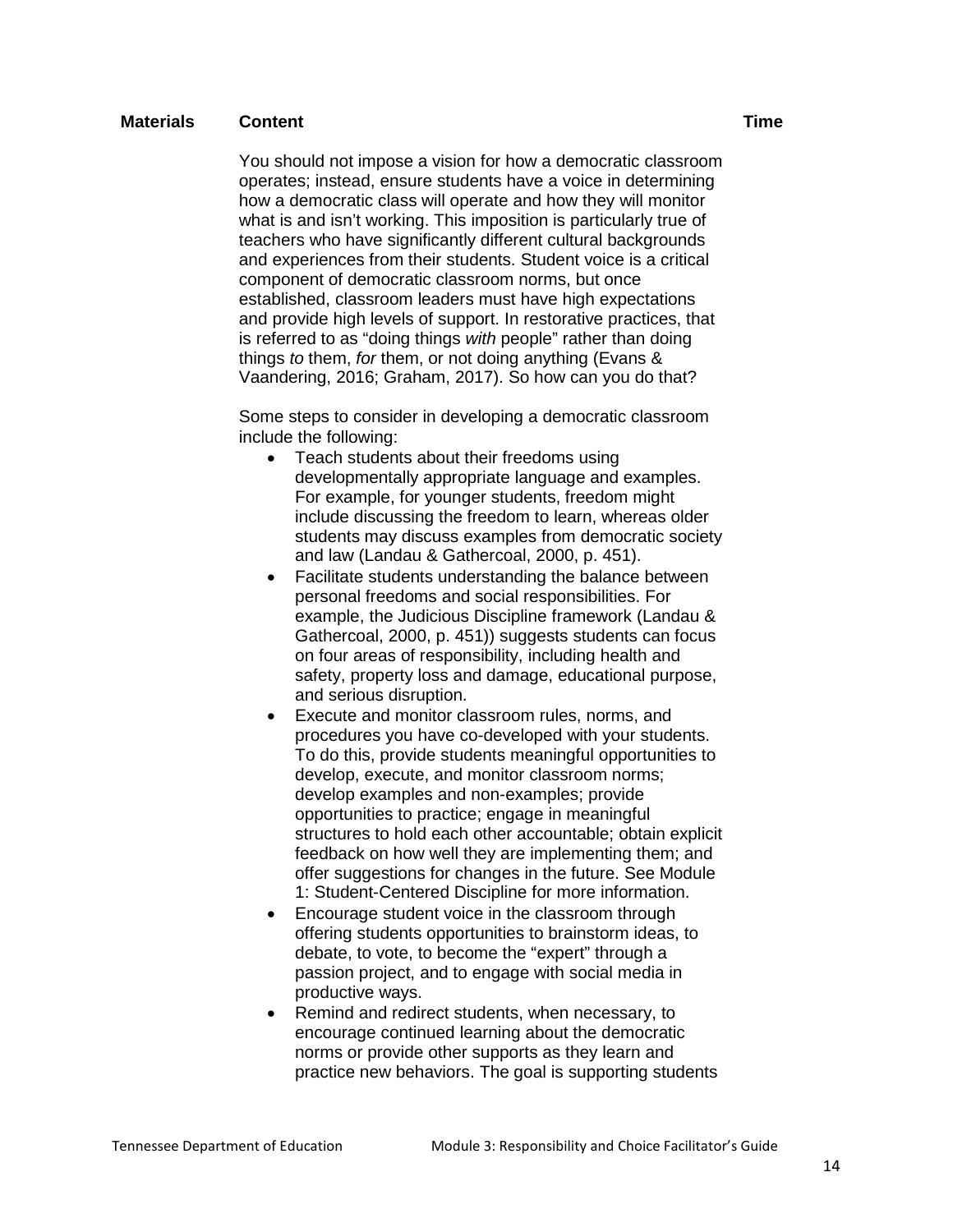| Materials | Content | Time |
|---|---|---|

You should not impose a vision for how a democratic classroom operates; instead, ensure students have a voice in determining how a democratic class will operate and how they will monitor what is and isn't working. This imposition is particularly true of teachers who have significantly different cultural backgrounds and experiences from their students. Student voice is a critical component of democratic classroom norms, but once established, classroom leaders must have high expectations and provide high levels of support. In restorative practices, that is referred to as "doing things *with* people" rather than doing things *to* them, *for* them, or not doing anything (Evans & Vaandering, 2016; Graham, 2017). So how can you do that?

Some steps to consider in developing a democratic classroom include the following:

- Teach students about their freedoms using developmentally appropriate language and examples. For example, for younger students, freedom might include discussing the freedom to learn, whereas older students may discuss examples from democratic society and law (Landau & Gathercoal, 2000, p. 451).
- Facilitate students understanding the balance between personal freedoms and social responsibilities. For example, the Judicious Discipline framework (Landau & Gathercoal, 2000, p. 451)) suggests students can focus on four areas of responsibility, including health and safety, property loss and damage, educational purpose, and serious disruption.
- Execute and monitor classroom rules, norms, and procedures you have co-developed with your students. To do this, provide students meaningful opportunities to develop, execute, and monitor classroom norms; develop examples and non-examples; provide opportunities to practice; engage in meaningful structures to hold each other accountable; obtain explicit feedback on how well they are implementing them; and offer suggestions for changes in the future. See Module 1: Student-Centered Discipline for more information.
- Encourage student voice in the classroom through offering students opportunities to brainstorm ideas, to debate, to vote, to become the "expert" through a passion project, and to engage with social media in productive ways.
- Remind and redirect students, when necessary, to encourage continued learning about the democratic norms or provide other supports as they learn and practice new behaviors. The goal is supporting students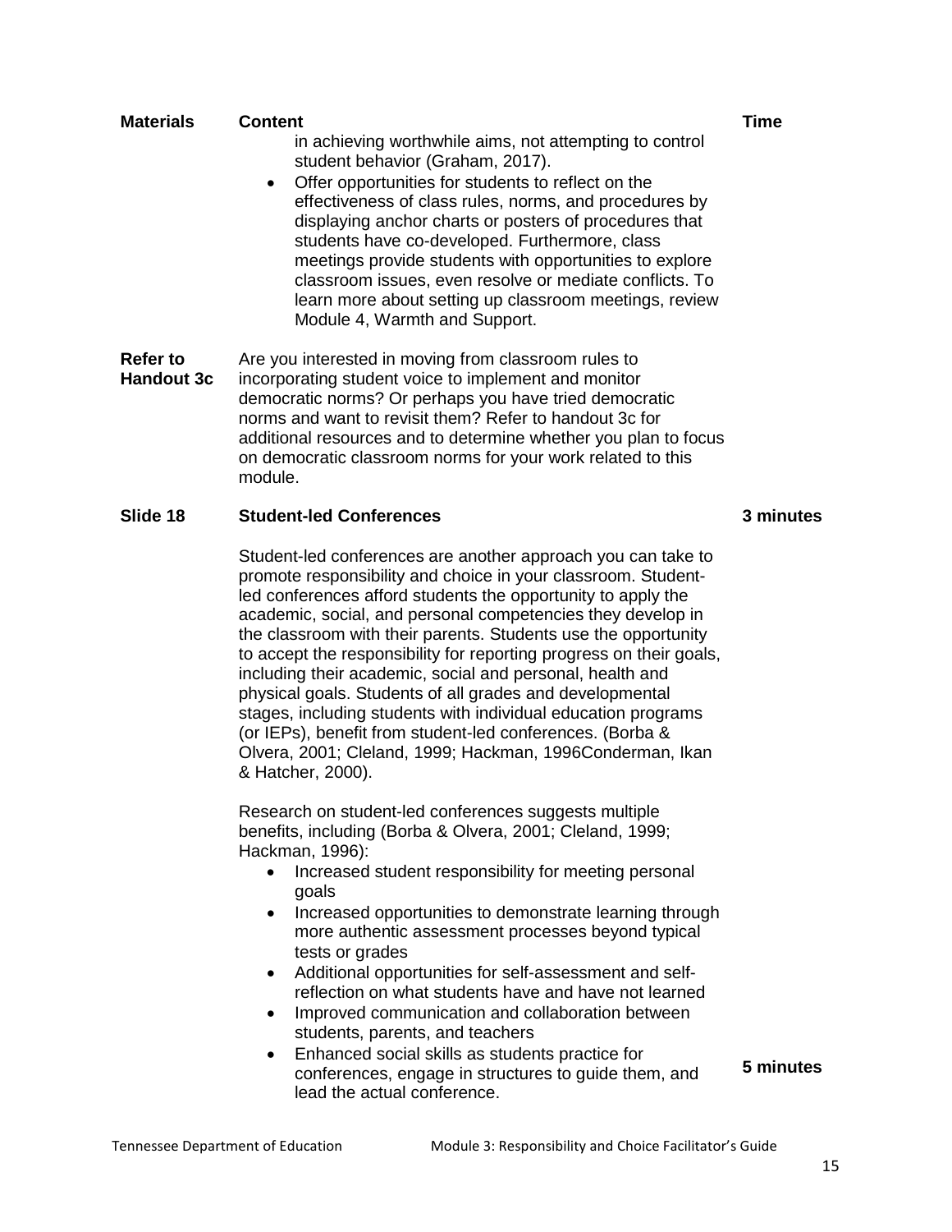| Materials | Content | Time |
|---|---|---|
| | in achieving worthwhile aims, not attempting to control student behavior (Graham, 2017).<br>• Offer opportunities for students to reflect on the effectiveness of class rules, norms, and procedures by displaying anchor charts or posters of procedures that students have co-developed. Furthermore, class meetings provide students with opportunities to explore classroom issues, even resolve or mediate conflicts. To learn more about setting up classroom meetings, review Module 4, Warmth and Support. | |
| **Refer to Handout 3c** | Are you interested in moving from classroom rules to incorporating student voice to implement and monitor democratic norms? Or perhaps you have tried democratic norms and want to revisit them? Refer to handout 3c for additional resources and to determine whether you plan to focus on democratic classroom norms for your work related to this module. | |
| **Slide 18** | **Student-led Conferences** | **3 minutes** |
| | Student-led conferences are another approach you can take to promote responsibility and choice in your classroom. Student-led conferences afford students the opportunity to apply the academic, social, and personal competencies they develop in the classroom with their parents. Students use the opportunity to accept the responsibility for reporting progress on their goals, including their academic, social and personal, health and physical goals. Students of all grades and developmental stages, including students with individual education programs (or IEPs), benefit from student-led conferences. (Borba & Olvera, 2001; Cleland, 1999; Hackman, 1996Conderman, Ikan & Hatcher, 2000).<br><br>Research on student-led conferences suggests multiple benefits, including (Borba & Olvera, 2001; Cleland, 1999; Hackman, 1996):<br>• Increased student responsibility for meeting personal goals<br>• Increased opportunities to demonstrate learning through more authentic assessment processes beyond typical tests or grades<br>• Additional opportunities for self-assessment and self-reflection on what students have and have not learned<br>• Improved communication and collaboration between students, parents, and teachers<br>• Enhanced social skills as students practice for conferences, engage in structures to guide them, and lead the actual conference. | **5 minutes** |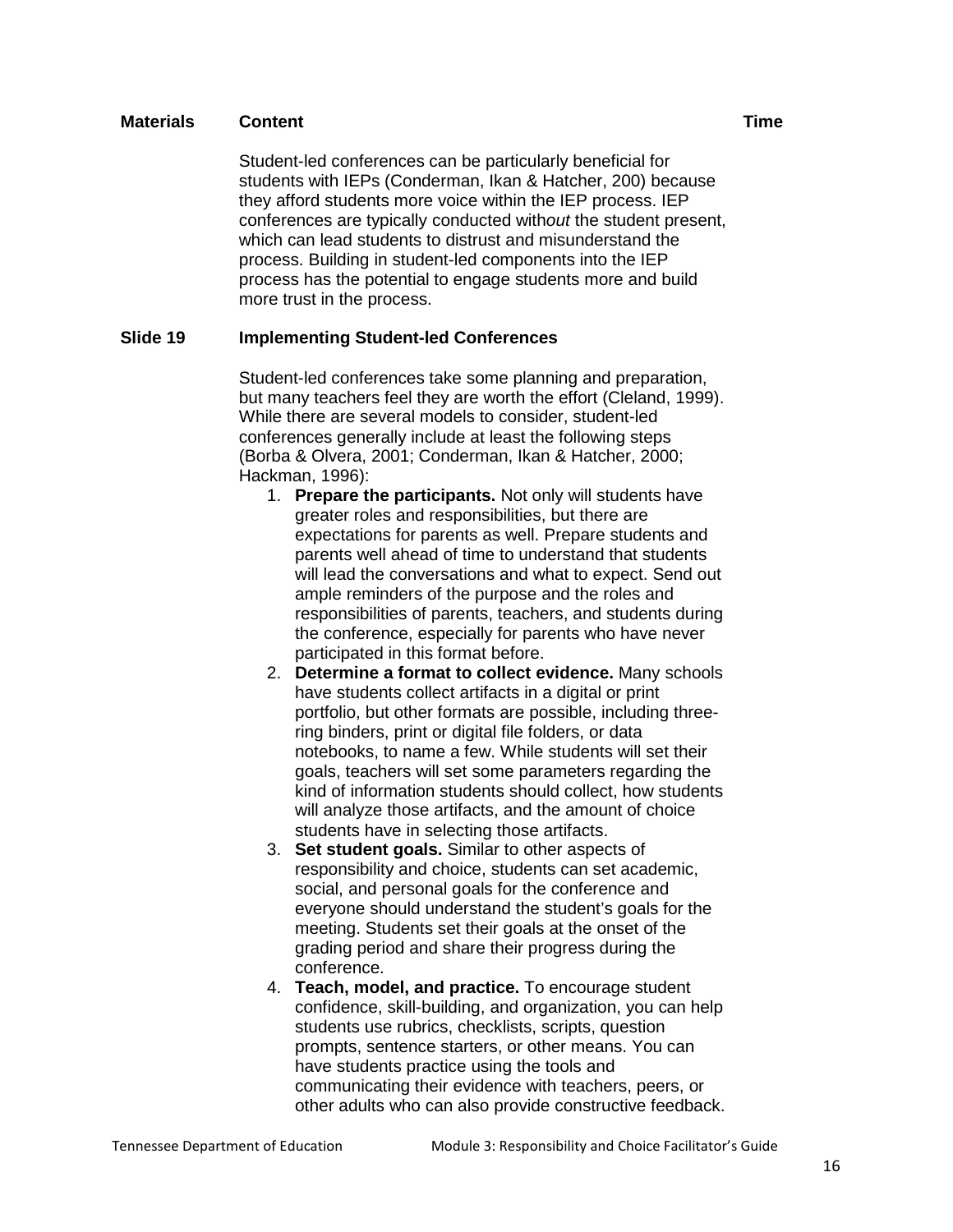| Materials | Content | Time |
|---|---|---|

Student-led conferences can be particularly beneficial for students with IEPs (Conderman, Ikan & Hatcher, 200) because they afford students more voice within the IEP process. IEP conferences are typically conducted with*out* the student present, which can lead students to distrust and misunderstand the process. Building in student-led components into the IEP process has the potential to engage students more and build more trust in the process.

**Slide 19** **Implementing Student-led Conferences**

Student-led conferences take some planning and preparation, but many teachers feel they are worth the effort (Cleland, 1999). While there are several models to consider, student-led conferences generally include at least the following steps (Borba & Olvera, 2001; Conderman, Ikan & Hatcher, 2000; Hackman, 1996):

1. **Prepare the participants.** Not only will students have greater roles and responsibilities, but there are expectations for parents as well. Prepare students and parents well ahead of time to understand that students will lead the conversations and what to expect. Send out ample reminders of the purpose and the roles and responsibilities of parents, teachers, and students during the conference, especially for parents who have never participated in this format before.
2. **Determine a format to collect evidence.** Many schools have students collect artifacts in a digital or print portfolio, but other formats are possible, including three-ring binders, print or digital file folders, or data notebooks, to name a few. While students will set their goals, teachers will set some parameters regarding the kind of information students should collect, how students will analyze those artifacts, and the amount of choice students have in selecting those artifacts.
3. **Set student goals.** Similar to other aspects of responsibility and choice, students can set academic, social, and personal goals for the conference and everyone should understand the student's goals for the meeting. Students set their goals at the onset of the grading period and share their progress during the conference.
4. **Teach, model, and practice.** To encourage student confidence, skill-building, and organization, you can help students use rubrics, checklists, scripts, question prompts, sentence starters, or other means. You can have students practice using the tools and communicating their evidence with teachers, peers, or other adults who can also provide constructive feedback.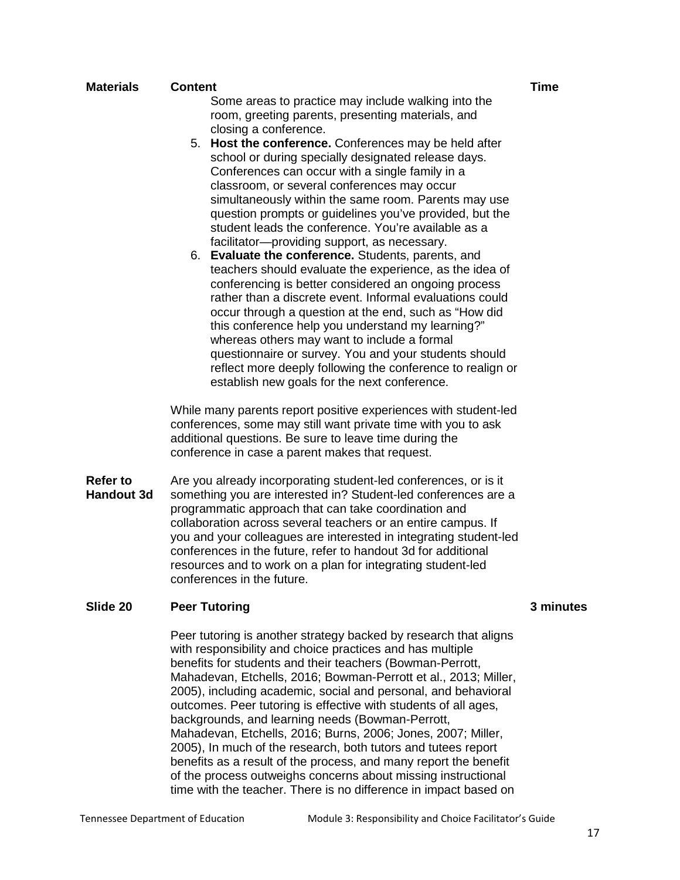| Materials | Content | Time |
|---|---|---|
| | Some areas to practice may include walking into the room, greeting parents, presenting materials, and closing a conference.<br>5. **Host the conference.** Conferences may be held after school or during specially designated release days. Conferences can occur with a single family in a classroom, or several conferences may occur simultaneously within the same room. Parents may use question prompts or guidelines you've provided, but the student leads the conference. You're available as a facilitator—providing support, as necessary.<br>6. **Evaluate the conference.** Students, parents, and teachers should evaluate the experience, as the idea of conferencing is better considered an ongoing process rather than a discrete event. Informal evaluations could occur through a question at the end, such as "How did this conference help you understand my learning?" whereas others may want to include a formal questionnaire or survey. You and your students should reflect more deeply following the conference to realign or establish new goals for the next conference.<br><br>While many parents report positive experiences with student-led conferences, some may still want private time with you to ask additional questions. Be sure to leave time during the conference in case a parent makes that request. | |
| **Refer to Handout 3d** | Are you already incorporating student-led conferences, or is it something you are interested in? Student-led conferences are a programmatic approach that can take coordination and collaboration across several teachers or an entire campus. If you and your colleagues are interested in integrating student-led conferences in the future, refer to handout 3d for additional resources and to work on a plan for integrating student-led conferences in the future. | |
| **Slide 20** | **Peer Tutoring** | **3 minutes** |
| | Peer tutoring is another strategy backed by research that aligns with responsibility and choice practices and has multiple benefits for students and their teachers (Bowman-Perrott, Mahadevan, Etchells, 2016; Bowman-Perrott et al., 2013; Miller, 2005), including academic, social and personal, and behavioral outcomes. Peer tutoring is effective with students of all ages, backgrounds, and learning needs (Bowman-Perrott, Mahadevan, Etchells, 2016; Burns, 2006; Jones, 2007; Miller, 2005), In much of the research, both tutors and tutees report benefits as a result of the process, and many report the benefit of the process outweighs concerns about missing instructional time with the teacher. There is no difference in impact based on | |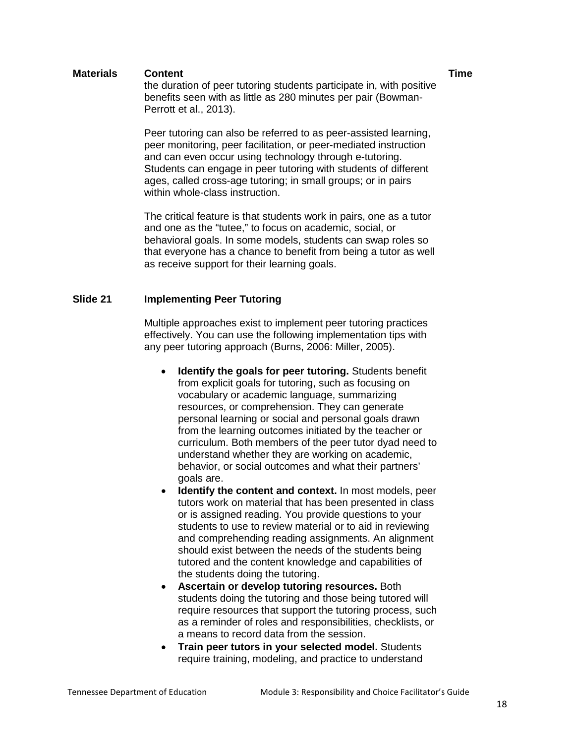| Materials | Content | Time |
|---|---|---|
| | the duration of peer tutoring students participate in, with positive benefits seen with as little as 280 minutes per pair (Bowman-Perrott et al., 2013). | |

Peer tutoring can also be referred to as peer-assisted learning, peer monitoring, peer facilitation, or peer-mediated instruction and can even occur using technology through e-tutoring. Students can engage in peer tutoring with students of different ages, called cross-age tutoring; in small groups; or in pairs within whole-class instruction.

The critical feature is that students work in pairs, one as a tutor and one as the "tutee," to focus on academic, social, or behavioral goals. In some models, students can swap roles so that everyone has a chance to benefit from being a tutor as well as receive support for their learning goals.

**Slide 21** **Implementing Peer Tutoring**

Multiple approaches exist to implement peer tutoring practices effectively. You can use the following implementation tips with any peer tutoring approach (Burns, 2006: Miller, 2005).

- **Identify the goals for peer tutoring.** Students benefit from explicit goals for tutoring, such as focusing on vocabulary or academic language, summarizing resources, or comprehension. They can generate personal learning or social and personal goals drawn from the learning outcomes initiated by the teacher or curriculum. Both members of the peer tutor dyad need to understand whether they are working on academic, behavior, or social outcomes and what their partners' goals are.
- **Identify the content and context.** In most models, peer tutors work on material that has been presented in class or is assigned reading. You provide questions to your students to use to review material or to aid in reviewing and comprehending reading assignments. An alignment should exist between the needs of the students being tutored and the content knowledge and capabilities of the students doing the tutoring.
- **Ascertain or develop tutoring resources.** Both students doing the tutoring and those being tutored will require resources that support the tutoring process, such as a reminder of roles and responsibilities, checklists, or a means to record data from the session.
- **Train peer tutors in your selected model.** Students require training, modeling, and practice to understand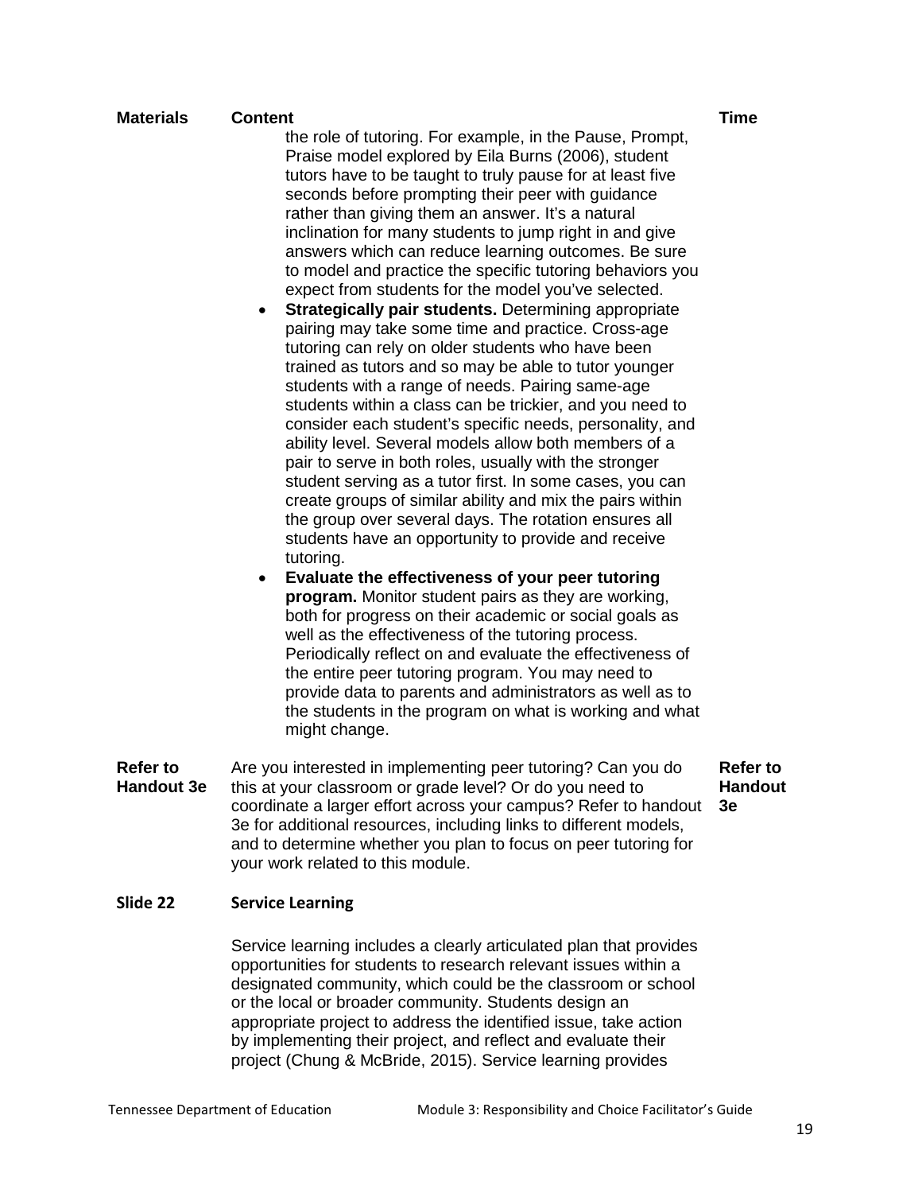| Materials | Content | Time |
|---|---|---|
| | the role of tutoring. For example, in the Pause, Prompt, Praise model explored by Eila Burns (2006), student tutors have to be taught to truly pause for at least five seconds before prompting their peer with guidance rather than giving them an answer. It's a natural inclination for many students to jump right in and give answers which can reduce learning outcomes. Be sure to model and practice the specific tutoring behaviors you expect from students for the model you've selected.<br>• **Strategically pair students.** Determining appropriate pairing may take some time and practice. Cross-age tutoring can rely on older students who have been trained as tutors and so may be able to tutor younger students with a range of needs. Pairing same-age students within a class can be trickier, and you need to consider each student's specific needs, personality, and ability level. Several models allow both members of a pair to serve in both roles, usually with the stronger student serving as a tutor first. In some cases, you can create groups of similar ability and mix the pairs within the group over several days. The rotation ensures all students have an opportunity to provide and receive tutoring.<br>• **Evaluate the effectiveness of your peer tutoring program.** Monitor student pairs as they are working, both for progress on their academic or social goals as well as the effectiveness of the tutoring process. Periodically reflect on and evaluate the effectiveness of the entire peer tutoring program. You may need to provide data to parents and administrators as well as to the students in the program on what is working and what might change. | |
| **Refer to Handout 3e** | Are you interested in implementing peer tutoring? Can you do this at your classroom or grade level? Or do you need to coordinate a larger effort across your campus? Refer to handout 3e for additional resources, including links to different models, and to determine whether you plan to focus on peer tutoring for your work related to this module. | **Refer to Handout 3e** |
| **Slide 22** | **Service Learning** | |
| | Service learning includes a clearly articulated plan that provides opportunities for students to research relevant issues within a designated community, which could be the classroom or school or the local or broader community. Students design an appropriate project to address the identified issue, take action by implementing their project, and reflect and evaluate their project (Chung & McBride, 2015). Service learning provides | |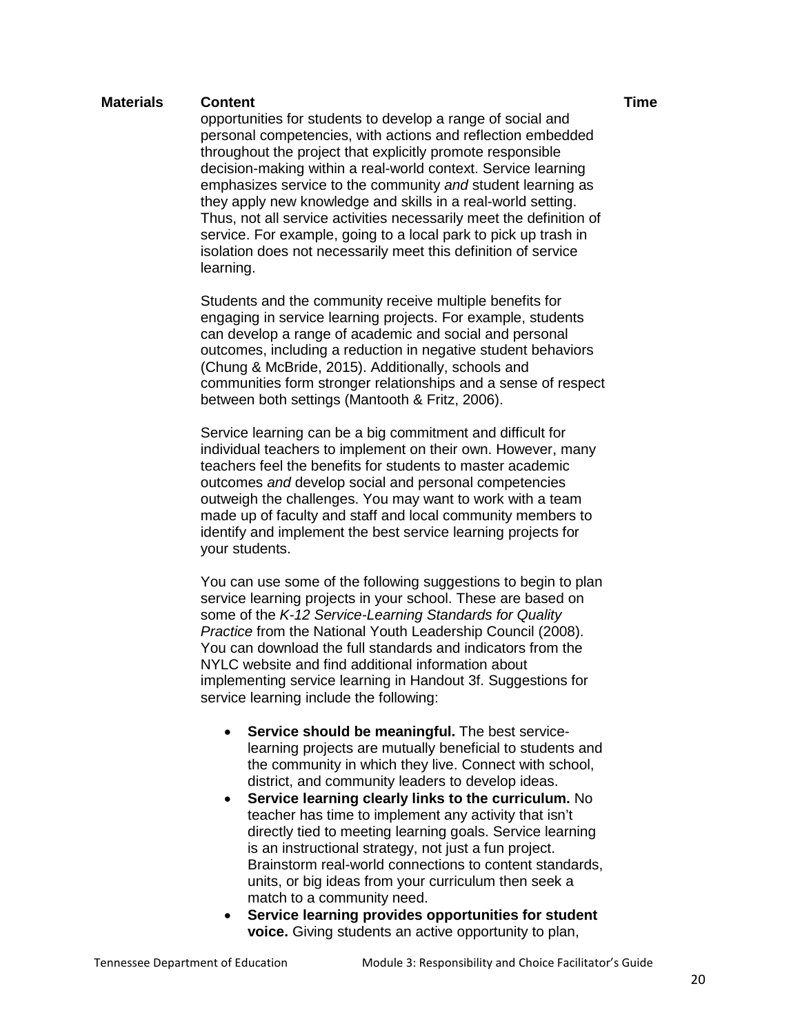| Materials | Content | Time |
|---|---|---|
| | opportunities for students to develop a range of social and personal competencies, with actions and reflection embedded throughout the project that explicitly promote responsible decision-making within a real-world context. Service learning emphasizes service to the community *and* student learning as they apply new knowledge and skills in a real-world setting. Thus, not all service activities necessarily meet the definition of service. For example, going to a local park to pick up trash in isolation does not necessarily meet this definition of service learning. | |

Students and the community receive multiple benefits for engaging in service learning projects. For example, students can develop a range of academic and social and personal outcomes, including a reduction in negative student behaviors (Chung & McBride, 2015). Additionally, schools and communities form stronger relationships and a sense of respect between both settings (Mantooth & Fritz, 2006).

Service learning can be a big commitment and difficult for individual teachers to implement on their own. However, many teachers feel the benefits for students to master academic outcomes *and* develop social and personal competencies outweigh the challenges. You may want to work with a team made up of faculty and staff and local community members to identify and implement the best service learning projects for your students.

You can use some of the following suggestions to begin to plan service learning projects in your school. These are based on some of the *K-12 Service-Learning Standards for Quality Practice* from the National Youth Leadership Council (2008). You can download the full standards and indicators from the NYLC website and find additional information about implementing service learning in Handout 3f. Suggestions for service learning include the following:

- **Service should be meaningful.** The best service-learning projects are mutually beneficial to students and the community in which they live. Connect with school, district, and community leaders to develop ideas.
- **Service learning clearly links to the curriculum.** No teacher has time to implement any activity that isn't directly tied to meeting learning goals. Service learning is an instructional strategy, not just a fun project. Brainstorm real-world connections to content standards, units, or big ideas from your curriculum then seek a match to a community need.
- **Service learning provides opportunities for student voice.** Giving students an active opportunity to plan,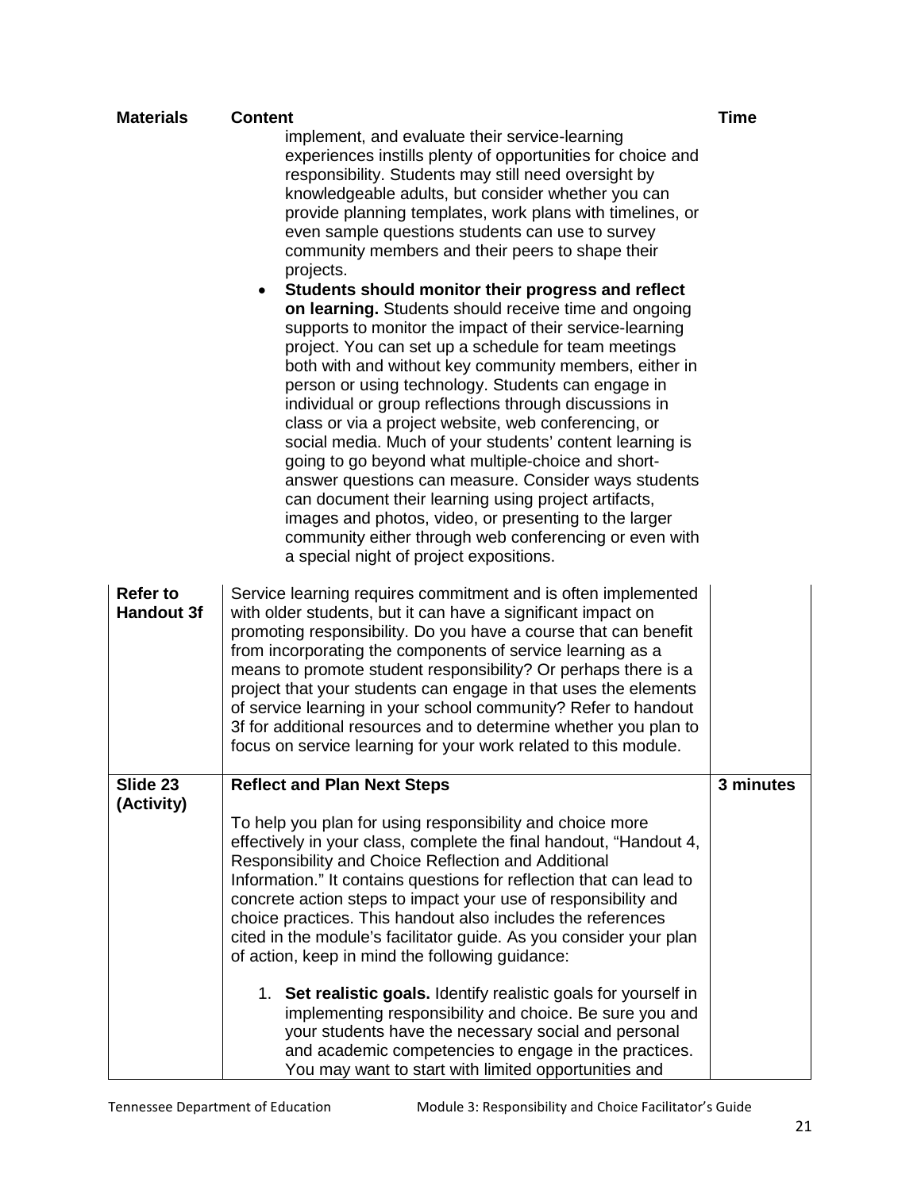| Materials | Content | Time |
|---|---|---|
| | implement, and evaluate their service-learning experiences instills plenty of opportunities for choice and responsibility. Students may still need oversight by knowledgeable adults, but consider whether you can provide planning templates, work plans with timelines, or even sample questions students can use to survey community members and their peers to shape their projects.<br>• **Students should monitor their progress and reflect on learning.** Students should receive time and ongoing supports to monitor the impact of their service-learning project. You can set up a schedule for team meetings both with and without key community members, either in person or using technology. Students can engage in individual or group reflections through discussions in class or via a project website, web conferencing, or social media. Much of your students' content learning is going to go beyond what multiple-choice and short-answer questions can measure. Consider ways students can document their learning using project artifacts, images and photos, video, or presenting to the larger community either through web conferencing or even with a special night of project expositions. | |
| **Refer to Handout 3f** | Service learning requires commitment and is often implemented with older students, but it can have a significant impact on promoting responsibility. Do you have a course that can benefit from incorporating the components of service learning as a means to promote student responsibility? Or perhaps there is a project that your students can engage in that uses the elements of service learning in your school community? Refer to handout 3f for additional resources and to determine whether you plan to focus on service learning for your work related to this module. | |
| **Slide 23 (Activity)** | **Reflect and Plan Next Steps**<br><br>To help you plan for using responsibility and choice more effectively in your class, complete the final handout, "Handout 4, Responsibility and Choice Reflection and Additional Information." It contains questions for reflection that can lead to concrete action steps to impact your use of responsibility and choice practices. This handout also includes the references cited in the module's facilitator guide. As you consider your plan of action, keep in mind the following guidance:<br><br>1. **Set realistic goals.** Identify realistic goals for yourself in implementing responsibility and choice. Be sure you and your students have the necessary social and personal and academic competencies to engage in the practices. You may want to start with limited opportunities and | **3 minutes** |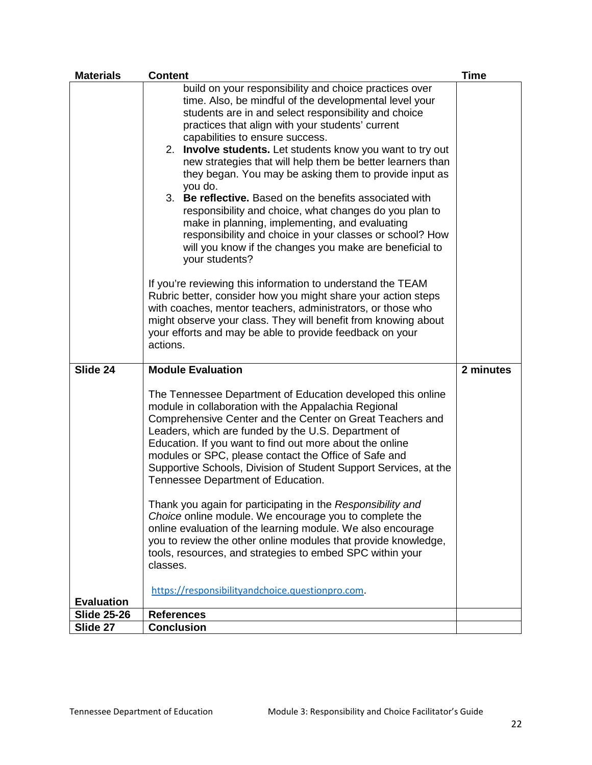| Materials | Content | Time |
|---|---|---|
| | build on your responsibility and choice practices over time. Also, be mindful of the developmental level your students are in and select responsibility and choice practices that align with your students' current capabilities to ensure success.<br>2. **Involve students.** Let students know you want to try out new strategies that will help them be better learners than they began. You may be asking them to provide input as you do.<br>3. **Be reflective.** Based on the benefits associated with responsibility and choice, what changes do you plan to make in planning, implementing, and evaluating responsibility and choice in your classes or school? How will you know if the changes you make are beneficial to your students?<br><br>If you're reviewing this information to understand the TEAM Rubric better, consider how you might share your action steps with coaches, mentor teachers, administrators, or those who might observe your class. They will benefit from knowing about your efforts and may be able to provide feedback on your actions. | |
| **Slide 24**<br><br><br><br><br><br><br><br><br><br><br><br><br><br><br>**Evaluation** | **Module Evaluation**<br><br>The Tennessee Department of Education developed this online module in collaboration with the Appalachia Regional Comprehensive Center and the Center on Great Teachers and Leaders, which are funded by the U.S. Department of Education. If you want to find out more about the online modules or SPC, please contact the Office of Safe and Supportive Schools, Division of Student Support Services, at the Tennessee Department of Education.<br><br>Thank you again for participating in the *Responsibility and Choice* online module. We encourage you to complete the online evaluation of the learning module. We also encourage you to review the other online modules that provide knowledge, tools, resources, and strategies to embed SPC within your classes.<br><br>https://responsibilityandchoice.questionpro.com. | **2 minutes** |
| **Slide 25-26** | **References** | |
| **Slide 27** | **Conclusion** | |